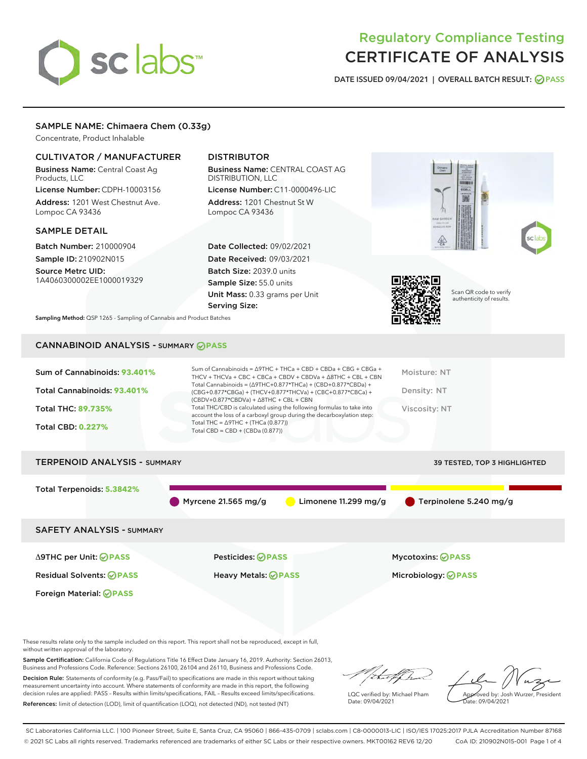# Regulatory Compliance Testing
# CERTIFICATE OF ANALYSIS

DATE ISSUED 09/04/2021 | OVERALL BATCH RESULT: PASS

## SAMPLE NAME: Chimaera Chem (0.33g)

Concentrate, Product Inhalable

### CULTIVATOR / MANUFACTURER

**Business Name:** Central Coast Ag Products, LLC

**License Number:** CDPH-10003156

**Address:** 1201 West Chestnut Ave. Lompoc CA 93436

### DISTRIBUTOR

**Business Name:** CENTRAL COAST AG DISTRIBUTION, LLC

**License Number:** C11-0000496-LIC

**Address:** 1201 Chestnut St W Lompoc CA 93436

### SAMPLE DETAIL

**Batch Number:** 210000904

**Sample ID:** 210902N015

**Source Metrc UID:** 1A4060300002EE1000019329

**Date Collected:** 09/02/2021

**Date Received:** 09/03/2021

**Batch Size:** 2039.0 units

**Sample Size:** 55.0 units

**Unit Mass:** 0.33 grams per Unit

**Serving Size:**

**Sampling Method:** QSP 1265 - Sampling of Cannabis and Product Batches

Scan QR code to verify authenticity of results.

## CANNABINOID ANALYSIS - SUMMARY PASS

**Sum of Cannabinoids:** 93.401%

**Total Cannabinoids:** 93.401%

**Total THC:** 89.735%

**Total CBD:** 0.227%

Sum of Cannabinoids = Δ9THC + THCa + CBD + CBDa + CBG + CBGa + THCV + THCVa + CBC + CBCa + CBDV + CBDVa + Δ8THC + CBL + CBN

Total Cannabinoids = (Δ9THC+0.877*THCa) + (CBD+0.877*CBDa) + (CBG+0.877*CBGa) + (THCV+0.877*THCVa) + (CBC+0.877*CBCa) + (CBDV+0.877*CBDVa) + Δ8THC + CBL + CBN

Total THC/CBD is calculated using the following formulas to take into account the loss of a carboxyl group during the decarboxylation step:

Total THC = Δ9THC + (THCa (0.877))

Total CBD = CBD + (CBDa (0.877))

Moisture: NT

Density: NT

Viscosity: NT

## TERPENOID ANALYSIS - SUMMARY

39 TESTED, TOP 3 HIGHLIGHTED

**Total Terpenoids:** 5.3842%

Myrcene 21.565 mg/g | Limonene 11.299 mg/g | Terpinolene 5.240 mg/g

## SAFETY ANALYSIS - SUMMARY

Δ9THC per Unit: PASS

Pesticides: PASS

Mycotoxins: PASS

Residual Solvents: PASS

Heavy Metals: PASS

Microbiology: PASS

Foreign Material: PASS

These results relate only to the sample included on this report. This report shall not be reproduced, except in full, without written approval of the laboratory.

**Sample Certification:** California Code of Regulations Title 16 Effect Date January 16, 2019. Authority: Section 26013, Business and Professions Code. Reference: Sections 26100, 26104 and 26110, Business and Professions Code.

**Decision Rule:** Statements of conformity (e.g. Pass/Fail) to specifications are made in this report without taking measurement uncertainty into account. Where statements of conformity are made in this report, the following decision rules are applied: PASS - Results within limits/specifications, FAIL - Results exceed limits/specifications.

**References:** limit of detection (LOD), limit of quantification (LOQ), not detected (ND), not tested (NT)

LQC verified by: Michael Pham
Date: 09/04/2021

Approved by: Josh Wurzer, President
Date: 09/04/2021

SC Laboratories California LLC. | 100 Pioneer Street, Suite E, Santa Cruz, CA 95060 | 866-435-0709 | sclabs.com | C8-0000013-LIC | ISO/IES 17025:2017 PJLA Accreditation Number 87168
© 2021 SC Labs all rights reserved. Trademarks referenced are trademarks of either SC Labs or their respective owners. MKT00162 REV6 12/20 CoA ID: 210902N015-001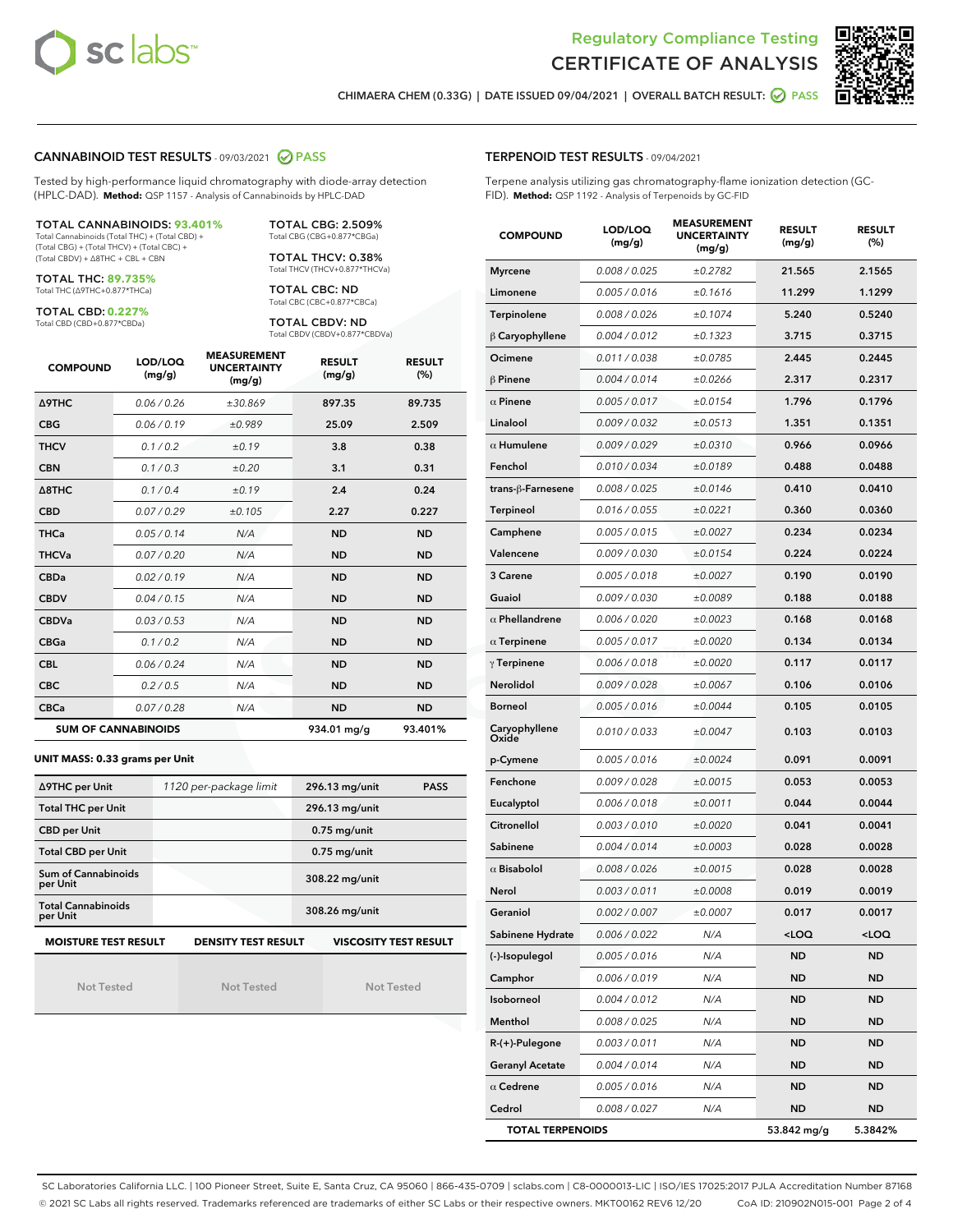Regulatory Compliance Testing
# CERTIFICATE OF ANALYSIS

CHIMAERA CHEM (0.33G) | DATE ISSUED 09/04/2021 | OVERALL BATCH RESULT: PASS

## CANNABINOID TEST RESULTS - 09/03/2021 PASS

Tested by high-performance liquid chromatography with diode-array detection (HPLC-DAD). **Method:** QSP 1157 - Analysis of Cannabinoids by HPLC-DAD

**TOTAL CANNABINOIDS: 93.401%**
Total Cannabinoids (Total THC) + (Total CBD) + (Total CBG) + (Total THCV) + (Total CBC) + (Total CBDV) + Δ8THC + CBL + CBN

**TOTAL THC: 89.735%**
Total THC (Δ9THC+0.877*THCa)

**TOTAL CBD: 0.227%**
Total CBD (CBD+0.877*CBDa)

**TOTAL CBG: 2.509%**
Total CBG (CBG+0.877*CBGa)

**TOTAL THCV: 0.38%**
Total THCV (THCV+0.877*THCVa)

**TOTAL CBC: ND**
Total CBC (CBC+0.877*CBCa)

**TOTAL CBDV: ND**
Total CBDV (CBDV+0.877*CBDVa)

| COMPOUND | LOD/LOQ (mg/g) | MEASUREMENT UNCERTAINTY (mg/g) | RESULT (mg/g) | RESULT (%) |
|---|---|---|---|---|
| Δ9THC | 0.06 / 0.26 | ±30.869 | 897.35 | 89.735 |
| CBG | 0.06 / 0.19 | ±0.989 | 25.09 | 2.509 |
| THCV | 0.1 / 0.2 | ±0.19 | 3.8 | 0.38 |
| CBN | 0.1 / 0.3 | ±0.20 | 3.1 | 0.31 |
| Δ8THC | 0.1 / 0.4 | ±0.19 | 2.4 | 0.24 |
| CBD | 0.07 / 0.29 | ±0.105 | 2.27 | 0.227 |
| THCa | 0.05 / 0.14 | N/A | ND | ND |
| THCVa | 0.07 / 0.20 | N/A | ND | ND |
| CBDa | 0.02 / 0.19 | N/A | ND | ND |
| CBDV | 0.04 / 0.15 | N/A | ND | ND |
| CBDVa | 0.03 / 0.53 | N/A | ND | ND |
| CBGa | 0.1 / 0.2 | N/A | ND | ND |
| CBL | 0.06 / 0.24 | N/A | ND | ND |
| CBC | 0.2 / 0.5 | N/A | ND | ND |
| CBCa | 0.07 / 0.28 | N/A | ND | ND |
| **SUM OF CANNABINOIDS** | | | 934.01 mg/g | 93.401% |

**UNIT MASS: 0.33 grams per Unit**

| | | | |
|---|---|---|---|
| Δ9THC per Unit | 1120 per-package limit | 296.13 mg/unit | PASS |
| Total THC per Unit | | 296.13 mg/unit | |
| CBD per Unit | | 0.75 mg/unit | |
| Total CBD per Unit | | 0.75 mg/unit | |
| Sum of Cannabinoids per Unit | | 308.22 mg/unit | |
| Total Cannabinoids per Unit | | 308.26 mg/unit | |

| MOISTURE TEST RESULT | DENSITY TEST RESULT | VISCOSITY TEST RESULT |
|---|---|---|
| Not Tested | Not Tested | Not Tested |

## TERPENOID TEST RESULTS - 09/04/2021

Terpene analysis utilizing gas chromatography-flame ionization detection (GC-FID). **Method:** QSP 1192 - Analysis of Terpenoids by GC-FID

| COMPOUND | LOD/LOQ (mg/g) | MEASUREMENT UNCERTAINTY (mg/g) | RESULT (mg/g) | RESULT (%) |
|---|---|---|---|---|
| Myrcene | 0.008 / 0.025 | ±0.2782 | 21.565 | 2.1565 |
| Limonene | 0.005 / 0.016 | ±0.1616 | 11.299 | 1.1299 |
| Terpinolene | 0.008 / 0.026 | ±0.1074 | 5.240 | 0.5240 |
| β Caryophyllene | 0.004 / 0.012 | ±0.1323 | 3.715 | 0.3715 |
| Ocimene | 0.011 / 0.038 | ±0.0785 | 2.445 | 0.2445 |
| β Pinene | 0.004 / 0.014 | ±0.0266 | 2.317 | 0.2317 |
| α Pinene | 0.005 / 0.017 | ±0.0154 | 1.796 | 0.1796 |
| Linalool | 0.009 / 0.032 | ±0.0513 | 1.351 | 0.1351 |
| α Humulene | 0.009 / 0.029 | ±0.0310 | 0.966 | 0.0966 |
| Fenchol | 0.010 / 0.034 | ±0.0189 | 0.488 | 0.0488 |
| trans-β-Farnesene | 0.008 / 0.025 | ±0.0146 | 0.410 | 0.0410 |
| Terpineol | 0.016 / 0.055 | ±0.0221 | 0.360 | 0.0360 |
| Camphene | 0.005 / 0.015 | ±0.0027 | 0.234 | 0.0234 |
| Valencene | 0.009 / 0.030 | ±0.0154 | 0.224 | 0.0224 |
| 3 Carene | 0.005 / 0.018 | ±0.0027 | 0.190 | 0.0190 |
| Guaiol | 0.009 / 0.030 | ±0.0089 | 0.188 | 0.0188 |
| α Phellandrene | 0.006 / 0.020 | ±0.0023 | 0.168 | 0.0168 |
| α Terpinene | 0.005 / 0.017 | ±0.0020 | 0.134 | 0.0134 |
| γ Terpinene | 0.006 / 0.018 | ±0.0020 | 0.117 | 0.0117 |
| Nerolidol | 0.009 / 0.028 | ±0.0067 | 0.106 | 0.0106 |
| Borneol | 0.005 / 0.016 | ±0.0044 | 0.105 | 0.0105 |
| Caryophyllene Oxide | 0.010 / 0.033 | ±0.0047 | 0.103 | 0.0103 |
| p-Cymene | 0.005 / 0.016 | ±0.0024 | 0.091 | 0.0091 |
| Fenchone | 0.009 / 0.028 | ±0.0015 | 0.053 | 0.0053 |
| Eucalyptol | 0.006 / 0.018 | ±0.0011 | 0.044 | 0.0044 |
| Citronellol | 0.003 / 0.010 | ±0.0020 | 0.041 | 0.0041 |
| Sabinene | 0.004 / 0.014 | ±0.0003 | 0.028 | 0.0028 |
| α Bisabolol | 0.008 / 0.026 | ±0.0015 | 0.028 | 0.0028 |
| Nerol | 0.003 / 0.011 | ±0.0008 | 0.019 | 0.0019 |
| Geraniol | 0.002 / 0.007 | ±0.0007 | 0.017 | 0.0017 |
| Sabinene Hydrate | 0.006 / 0.022 | N/A | <LOQ | <LOQ |
| (-)-Isopulegol | 0.005 / 0.016 | N/A | ND | ND |
| Camphor | 0.006 / 0.019 | N/A | ND | ND |
| Isoborneol | 0.004 / 0.012 | N/A | ND | ND |
| Menthol | 0.008 / 0.025 | N/A | ND | ND |
| R-(+)-Pulegone | 0.003 / 0.011 | N/A | ND | ND |
| Geranyl Acetate | 0.004 / 0.014 | N/A | ND | ND |
| α Cedrene | 0.005 / 0.016 | N/A | ND | ND |
| Cedrol | 0.008 / 0.027 | N/A | ND | ND |
| **TOTAL TERPENOIDS** | | | 53.842 mg/g | 5.3842% |

SC Laboratories California LLC. | 100 Pioneer Street, Suite E, Santa Cruz, CA 95060 | 866-435-0709 | sclabs.com | C8-0000013-LIC | ISO/IES 17025:2017 PJLA Accreditation Number 87168
© 2021 SC Labs all rights reserved. Trademarks referenced are trademarks of either SC Labs or their respective owners. MKT00162 REV6 12/20 CoA ID: 210902N015-001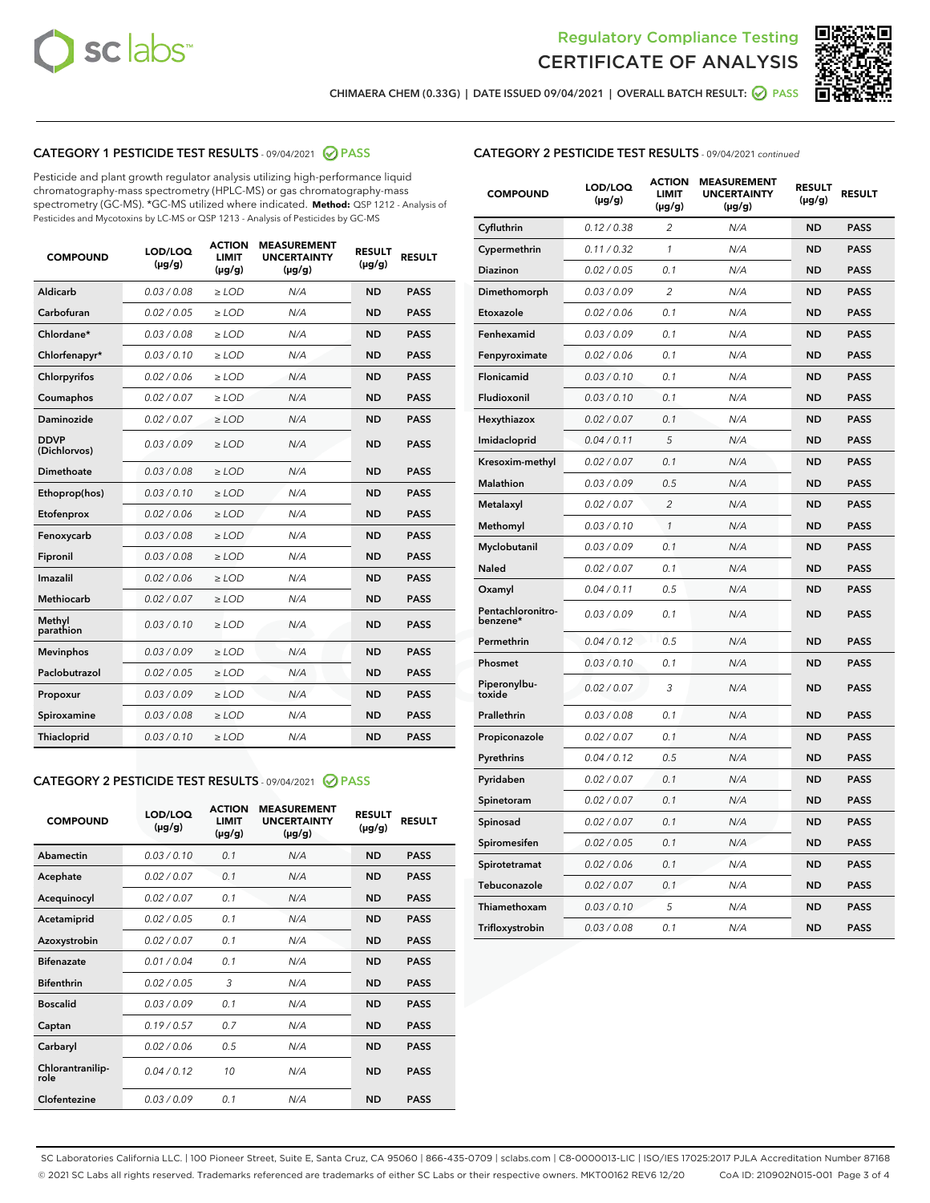Regulatory Compliance Testing

# CERTIFICATE OF ANALYSIS

CHIMAERA CHEM (0.33G) | DATE ISSUED 09/04/2021 | OVERALL BATCH RESULT: PASS

## CATEGORY 1 PESTICIDE TEST RESULTS - 09/04/2021 PASS

Pesticide and plant growth regulator analysis utilizing high-performance liquid chromatography-mass spectrometry (HPLC-MS) or gas chromatography-mass spectrometry (GC-MS). *GC-MS utilized where indicated. **Method:** QSP 1212 - Analysis of Pesticides and Mycotoxins by LC-MS or QSP 1213 - Analysis of Pesticides by GC-MS

| COMPOUND | LOD/LOQ (µg/g) | ACTION LIMIT (µg/g) | MEASUREMENT UNCERTAINTY (µg/g) | RESULT (µg/g) | RESULT |
|---|---|---|---|---|---|
| Aldicarb | 0.03 / 0.08 | ≥ LOD | N/A | ND | PASS |
| Carbofuran | 0.02 / 0.05 | ≥ LOD | N/A | ND | PASS |
| Chlordane* | 0.03 / 0.08 | ≥ LOD | N/A | ND | PASS |
| Chlorfenapyr* | 0.03 / 0.10 | ≥ LOD | N/A | ND | PASS |
| Chlorpyrifos | 0.02 / 0.06 | ≥ LOD | N/A | ND | PASS |
| Coumaphos | 0.02 / 0.07 | ≥ LOD | N/A | ND | PASS |
| Daminozide | 0.02 / 0.07 | ≥ LOD | N/A | ND | PASS |
| DDVP (Dichlorvos) | 0.03 / 0.09 | ≥ LOD | N/A | ND | PASS |
| Dimethoate | 0.03 / 0.08 | ≥ LOD | N/A | ND | PASS |
| Ethoprop(hos) | 0.03 / 0.10 | ≥ LOD | N/A | ND | PASS |
| Etofenprox | 0.02 / 0.06 | ≥ LOD | N/A | ND | PASS |
| Fenoxycarb | 0.03 / 0.08 | ≥ LOD | N/A | ND | PASS |
| Fipronil | 0.03 / 0.08 | ≥ LOD | N/A | ND | PASS |
| Imazalil | 0.02 / 0.06 | ≥ LOD | N/A | ND | PASS |
| Methiocarb | 0.02 / 0.07 | ≥ LOD | N/A | ND | PASS |
| Methyl parathion | 0.03 / 0.10 | ≥ LOD | N/A | ND | PASS |
| Mevinphos | 0.03 / 0.09 | ≥ LOD | N/A | ND | PASS |
| Paclobutrazol | 0.02 / 0.05 | ≥ LOD | N/A | ND | PASS |
| Propoxur | 0.03 / 0.09 | ≥ LOD | N/A | ND | PASS |
| Spiroxamine | 0.03 / 0.08 | ≥ LOD | N/A | ND | PASS |
| Thiacloprid | 0.03 / 0.10 | ≥ LOD | N/A | ND | PASS |

## CATEGORY 2 PESTICIDE TEST RESULTS - 09/04/2021 PASS

| COMPOUND | LOD/LOQ (µg/g) | ACTION LIMIT (µg/g) | MEASUREMENT UNCERTAINTY (µg/g) | RESULT (µg/g) | RESULT |
|---|---|---|---|---|---|
| Abamectin | 0.03 / 0.10 | 0.1 | N/A | ND | PASS |
| Acephate | 0.02 / 0.07 | 0.1 | N/A | ND | PASS |
| Acequinocyl | 0.02 / 0.07 | 0.1 | N/A | ND | PASS |
| Acetamiprid | 0.02 / 0.05 | 0.1 | N/A | ND | PASS |
| Azoxystrobin | 0.02 / 0.07 | 0.1 | N/A | ND | PASS |
| Bifenazate | 0.01 / 0.04 | 0.1 | N/A | ND | PASS |
| Bifenthrin | 0.02 / 0.05 | 3 | N/A | ND | PASS |
| Boscalid | 0.03 / 0.09 | 0.1 | N/A | ND | PASS |
| Captan | 0.19 / 0.57 | 0.7 | N/A | ND | PASS |
| Carbaryl | 0.02 / 0.06 | 0.5 | N/A | ND | PASS |
| Chlorantraniliprole | 0.04 / 0.12 | 10 | N/A | ND | PASS |
| Clofentezine | 0.03 / 0.09 | 0.1 | N/A | ND | PASS |
| Cyfluthrin | 0.12 / 0.38 | 2 | N/A | ND | PASS |
| Cypermethrin | 0.11 / 0.32 | 1 | N/A | ND | PASS |
| Diazinon | 0.02 / 0.05 | 0.1 | N/A | ND | PASS |
| Dimethomorph | 0.03 / 0.09 | 2 | N/A | ND | PASS |
| Etoxazole | 0.02 / 0.06 | 0.1 | N/A | ND | PASS |
| Fenhexamid | 0.03 / 0.09 | 0.1 | N/A | ND | PASS |
| Fenpyroximate | 0.02 / 0.06 | 0.1 | N/A | ND | PASS |
| Flonicamid | 0.03 / 0.10 | 0.1 | N/A | ND | PASS |
| Fludioxonil | 0.03 / 0.10 | 0.1 | N/A | ND | PASS |
| Hexythiazox | 0.02 / 0.07 | 0.1 | N/A | ND | PASS |
| Imidacloprid | 0.04 / 0.11 | 5 | N/A | ND | PASS |
| Kresoxim-methyl | 0.02 / 0.07 | 0.1 | N/A | ND | PASS |
| Malathion | 0.03 / 0.09 | 0.5 | N/A | ND | PASS |
| Metalaxyl | 0.02 / 0.07 | 2 | N/A | ND | PASS |
| Methomyl | 0.03 / 0.10 | 1 | N/A | ND | PASS |
| Myclobutanil | 0.03 / 0.09 | 0.1 | N/A | ND | PASS |
| Naled | 0.02 / 0.07 | 0.1 | N/A | ND | PASS |
| Oxamyl | 0.04 / 0.11 | 0.5 | N/A | ND | PASS |
| Pentachloronitrobenzene* | 0.03 / 0.09 | 0.1 | N/A | ND | PASS |
| Permethrin | 0.04 / 0.12 | 0.5 | N/A | ND | PASS |
| Phosmet | 0.03 / 0.10 | 0.1 | N/A | ND | PASS |
| Piperonylbutoxide | 0.02 / 0.07 | 3 | N/A | ND | PASS |
| Prallethrin | 0.03 / 0.08 | 0.1 | N/A | ND | PASS |
| Propiconazole | 0.02 / 0.07 | 0.1 | N/A | ND | PASS |
| Pyrethrins | 0.04 / 0.12 | 0.5 | N/A | ND | PASS |
| Pyridaben | 0.02 / 0.07 | 0.1 | N/A | ND | PASS |
| Spinetoram | 0.02 / 0.07 | 0.1 | N/A | ND | PASS |
| Spinosad | 0.02 / 0.07 | 0.1 | N/A | ND | PASS |
| Spiromesifen | 0.02 / 0.05 | 0.1 | N/A | ND | PASS |
| Spirotetramat | 0.02 / 0.06 | 0.1 | N/A | ND | PASS |
| Tebuconazole | 0.02 / 0.07 | 0.1 | N/A | ND | PASS |
| Thiamethoxam | 0.03 / 0.10 | 5 | N/A | ND | PASS |
| Trifloxystrobin | 0.03 / 0.08 | 0.1 | N/A | ND | PASS |

SC Laboratories California LLC. | 100 Pioneer Street, Suite E, Santa Cruz, CA 95060 | 866-435-0709 | sclabs.com | C8-0000013-LIC | ISO/IES 17025:2017 PJLA Accreditation Number 87168
© 2021 SC Labs all rights reserved. Trademarks referenced are trademarks of either SC Labs or their respective owners. MKT00162 REV6 12/20 CoA ID: 210902N015-001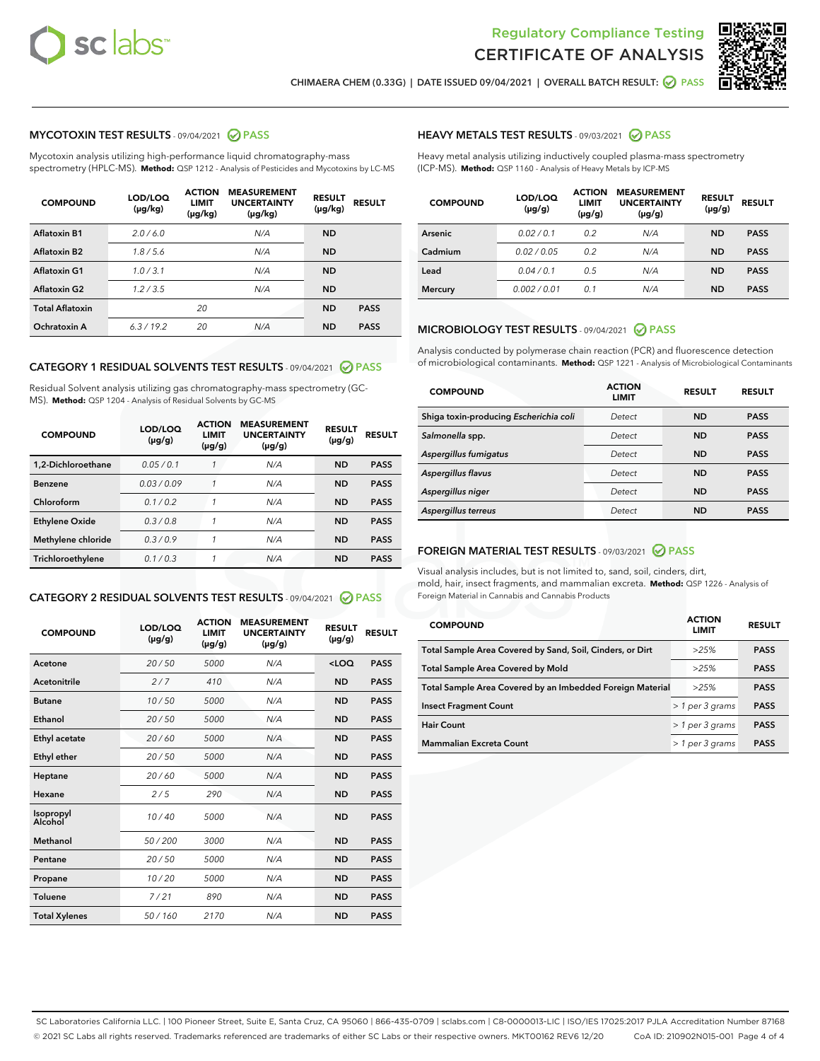Regulatory Compliance Testing
CERTIFICATE OF ANALYSIS

CHIMAERA CHEM (0.33G) | DATE ISSUED 09/04/2021 | OVERALL BATCH RESULT: PASS

## MYCOTOXIN TEST RESULTS - 09/04/2021 PASS

Mycotoxin analysis utilizing high-performance liquid chromatography-mass spectrometry (HPLC-MS). **Method:** QSP 1212 - Analysis of Pesticides and Mycotoxins by LC-MS

| COMPOUND | LOD/LOQ (µg/kg) | ACTION LIMIT (µg/kg) | MEASUREMENT UNCERTAINTY (µg/kg) | RESULT (µg/kg) | RESULT |
|---|---|---|---|---|---|
| Aflatoxin B1 | 2.0 / 6.0 | | N/A | ND | |
| Aflatoxin B2 | 1.8 / 5.6 | | N/A | ND | |
| Aflatoxin G1 | 1.0 / 3.1 | | N/A | ND | |
| Aflatoxin G2 | 1.2 / 3.5 | | N/A | ND | |
| Total Aflatoxin | | 20 | | ND | PASS |
| Ochratoxin A | 6.3 / 19.2 | 20 | N/A | ND | PASS |

## CATEGORY 1 RESIDUAL SOLVENTS TEST RESULTS - 09/04/2021 PASS

Residual Solvent analysis utilizing gas chromatography-mass spectrometry (GC-MS). **Method:** QSP 1204 - Analysis of Residual Solvents by GC-MS

| COMPOUND | LOD/LOQ (µg/g) | ACTION LIMIT (µg/g) | MEASUREMENT UNCERTAINTY (µg/g) | RESULT (µg/g) | RESULT |
|---|---|---|---|---|---|
| 1,2-Dichloroethane | 0.05 / 0.1 | 1 | N/A | ND | PASS |
| Benzene | 0.03 / 0.09 | 1 | N/A | ND | PASS |
| Chloroform | 0.1 / 0.2 | 1 | N/A | ND | PASS |
| Ethylene Oxide | 0.3 / 0.8 | 1 | N/A | ND | PASS |
| Methylene chloride | 0.3 / 0.9 | 1 | N/A | ND | PASS |
| Trichloroethylene | 0.1 / 0.3 | 1 | N/A | ND | PASS |

## CATEGORY 2 RESIDUAL SOLVENTS TEST RESULTS - 09/04/2021 PASS

| COMPOUND | LOD/LOQ (µg/g) | ACTION LIMIT (µg/g) | MEASUREMENT UNCERTAINTY (µg/g) | RESULT (µg/g) | RESULT |
|---|---|---|---|---|---|
| Acetone | 20 / 50 | 5000 | N/A | <LOQ | PASS |
| Acetonitrile | 2 / 7 | 410 | N/A | ND | PASS |
| Butane | 10 / 50 | 5000 | N/A | ND | PASS |
| Ethanol | 20 / 50 | 5000 | N/A | ND | PASS |
| Ethyl acetate | 20 / 60 | 5000 | N/A | ND | PASS |
| Ethyl ether | 20 / 50 | 5000 | N/A | ND | PASS |
| Heptane | 20 / 60 | 5000 | N/A | ND | PASS |
| Hexane | 2 / 5 | 290 | N/A | ND | PASS |
| Isopropyl Alcohol | 10 / 40 | 5000 | N/A | ND | PASS |
| Methanol | 50 / 200 | 3000 | N/A | ND | PASS |
| Pentane | 20 / 50 | 5000 | N/A | ND | PASS |
| Propane | 10 / 20 | 5000 | N/A | ND | PASS |
| Toluene | 7 / 21 | 890 | N/A | ND | PASS |
| Total Xylenes | 50 / 160 | 2170 | N/A | ND | PASS |

## HEAVY METALS TEST RESULTS - 09/03/2021 PASS

Heavy metal analysis utilizing inductively coupled plasma-mass spectrometry (ICP-MS). **Method:** QSP 1160 - Analysis of Heavy Metals by ICP-MS

| COMPOUND | LOD/LOQ (µg/g) | ACTION LIMIT (µg/g) | MEASUREMENT UNCERTAINTY (µg/g) | RESULT (µg/g) | RESULT |
|---|---|---|---|---|---|
| Arsenic | 0.02 / 0.1 | 0.2 | N/A | ND | PASS |
| Cadmium | 0.02 / 0.05 | 0.2 | N/A | ND | PASS |
| Lead | 0.04 / 0.1 | 0.5 | N/A | ND | PASS |
| Mercury | 0.002 / 0.01 | 0.1 | N/A | ND | PASS |

## MICROBIOLOGY TEST RESULTS - 09/04/2021 PASS

Analysis conducted by polymerase chain reaction (PCR) and fluorescence detection of microbiological contaminants. **Method:** QSP 1221 - Analysis of Microbiological Contaminants

| COMPOUND | ACTION LIMIT | RESULT | RESULT |
|---|---|---|---|
| Shiga toxin-producing *Escherichia coli* | Detect | ND | PASS |
| *Salmonella* spp. | Detect | ND | PASS |
| *Aspergillus fumigatus* | Detect | ND | PASS |
| *Aspergillus flavus* | Detect | ND | PASS |
| *Aspergillus niger* | Detect | ND | PASS |
| *Aspergillus terreus* | Detect | ND | PASS |

## FOREIGN MATERIAL TEST RESULTS - 09/03/2021 PASS

Visual analysis includes, but is not limited to, sand, soil, cinders, dirt, mold, hair, insect fragments, and mammalian excreta. **Method:** QSP 1226 - Analysis of Foreign Material in Cannabis and Cannabis Products

| COMPOUND | ACTION LIMIT | RESULT |
|---|---|---|
| Total Sample Area Covered by Sand, Soil, Cinders, or Dirt | >25% | PASS |
| Total Sample Area Covered by Mold | >25% | PASS |
| Total Sample Area Covered by an Imbedded Foreign Material | >25% | PASS |
| Insect Fragment Count | > 1 per 3 grams | PASS |
| Hair Count | > 1 per 3 grams | PASS |
| Mammalian Excreta Count | > 1 per 3 grams | PASS |

SC Laboratories California LLC. | 100 Pioneer Street, Suite E, Santa Cruz, CA 95060 | 866-435-0709 | sclabs.com | C8-0000013-LIC | ISO/IES 17025:2017 PJLA Accreditation Number 87168
© 2021 SC Labs all rights reserved. Trademarks referenced are trademarks of either SC Labs or their respective owners. MKT00162 REV6 12/20 CoA ID: 210902N015-001